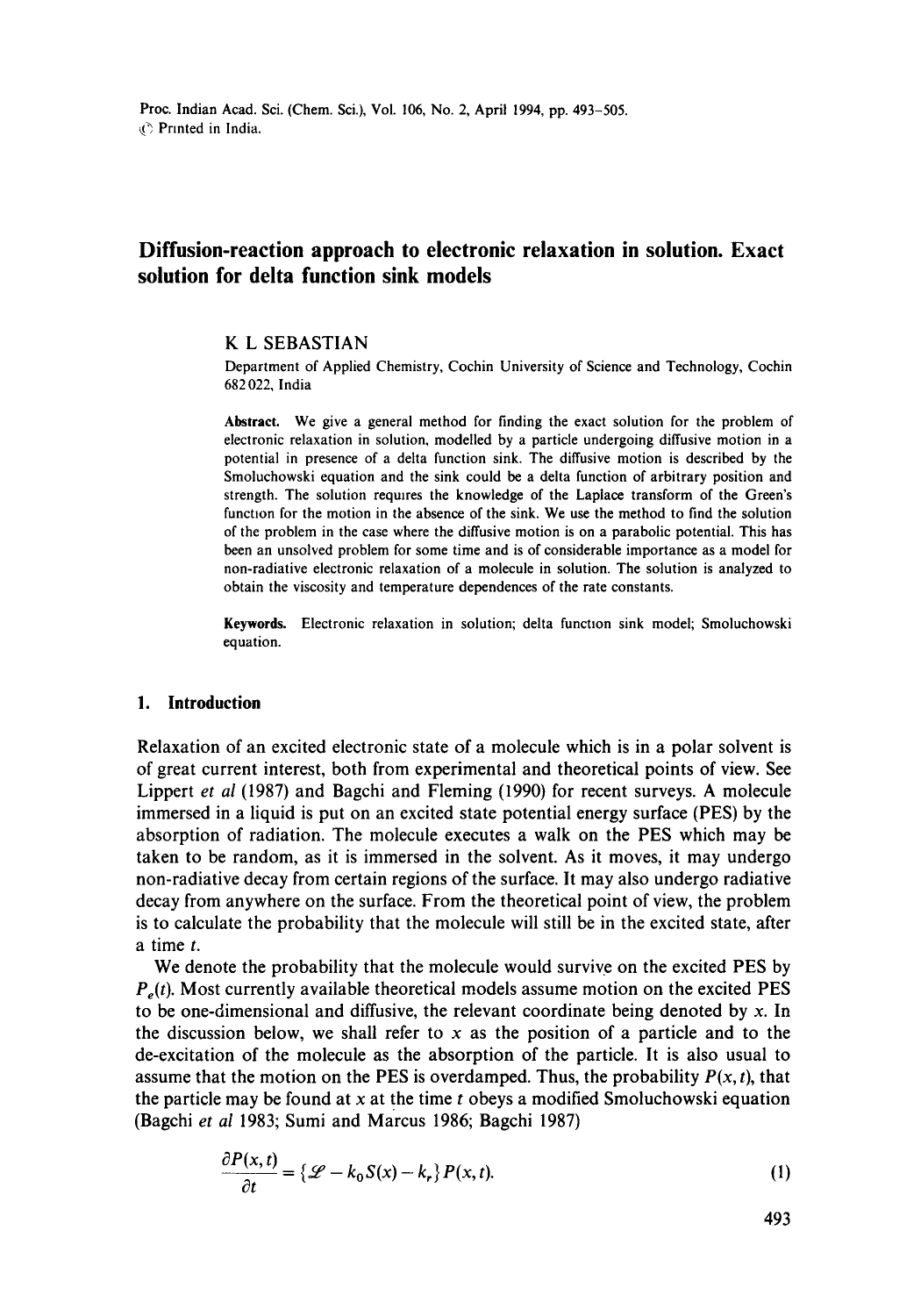# Diffusion-reaction approach to electronic relaxation in solution. Exact solution for delta function sink models

K L SEBASTIAN

Department of Applied Chemistry, Cochin University of Science and Technology, Cochin 682022, India

**Abstract.** We give a general method for finding the exact solution for the problem of electronic relaxation in solution, modelled by a particle undergoing diffusive motion in a potential in presence of a delta function sink. The diffusive motion is described by the Smoluchowski equation and the sink could be a delta function of arbitrary position and strength. The solution requires the knowledge of the Laplace transform of the Green's function for the motion in the absence of the sink. We use the method to find the solution of the problem in the case where the diffusive motion is on a parabolic potential. This has been an unsolved problem for some time and is of considerable importance as a model for non-radiative electronic relaxation of a molecule in solution. The solution is analyzed to obtain the viscosity and temperature dependences of the rate constants.

**Keywords.** Electronic relaxation in solution; delta function sink model; Smoluchowski equation.

## 1. Introduction

Relaxation of an excited electronic state of a molecule which is in a polar solvent is of great current interest, both from experimental and theoretical points of view. See Lippert *et al* (1987) and Bagchi and Fleming (1990) for recent surveys. A molecule immersed in a liquid is put on an excited state potential energy surface (PES) by the absorption of radiation. The molecule executes a walk on the PES which may be taken to be random, as it is immersed in the solvent. As it moves, it may undergo non-radiative decay from certain regions of the surface. It may also undergo radiative decay from anywhere on the surface. From the theoretical point of view, the problem is to calculate the probability that the molecule will still be in the excited state, after a time $t$.

We denote the probability that the molecule would survive on the excited PES by $P_e(t)$. Most currently available theoretical models assume motion on the excited PES to be one-dimensional and diffusive, the relevant coordinate being denoted by $x$. In the discussion below, we shall refer to $x$ as the position of a particle and to the de-excitation of the molecule as the absorption of the particle. It is also usual to assume that the motion on the PES is overdamped. Thus, the probability $P(x,t)$, that the particle may be found at $x$ at the time $t$ obeys a modified Smoluchowski equation (Bagchi *et al* 1983; Sumi and Marcus 1986; Bagchi 1987)

$$\frac{\partial P(x,t)}{\partial t} = \{\mathscr{L} - k_0 S(x) - k_r\} P(x,t). \tag{1}$$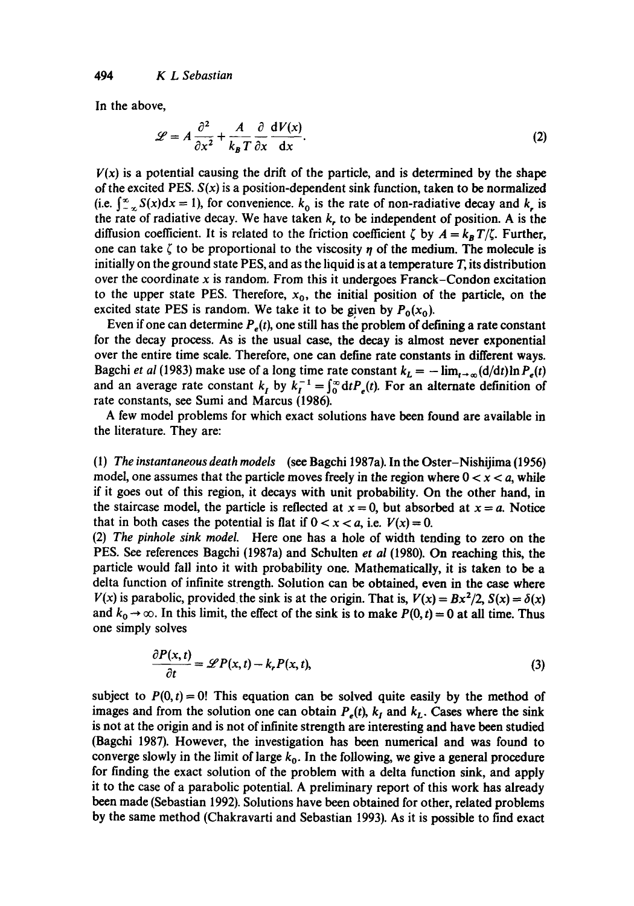In the above,

$$\mathscr{L} = A\frac{\partial^2}{\partial x^2} + \frac{A}{k_B T}\frac{\partial}{\partial x}\frac{\mathrm{d}V(x)}{\mathrm{d}x}. \tag{2}$$

$V(x)$ is a potential causing the drift of the particle, and is determined by the shape of the excited PES. $S(x)$ is a position-dependent sink function, taken to be normalized (i.e. $\int_{-\infty}^{\infty} S(x)\mathrm{d}x = 1$), for convenience. $k_0$ is the rate of non-radiative decay and $k_r$ is the rate of radiative decay. We have taken $k_r$ to be independent of position. A is the diffusion coefficient. It is related to the friction coefficient $\zeta$ by $A = k_B T/\zeta$. Further, one can take $\zeta$ to be proportional to the viscosity $\eta$ of the medium. The molecule is initially on the ground state PES, and as the liquid is at a temperature $T$, its distribution over the coordinate $x$ is random. From this it undergoes Franck–Condon excitation to the upper state PES. Therefore, $x_0$, the initial position of the particle, on the excited state PES is random. We take it to be given by $P_0(x_0)$.

Even if one can determine $P_e(t)$, one still has the problem of defining a rate constant for the decay process. As is the usual case, the decay is almost never exponential over the entire time scale. Therefore, one can define rate constants in different ways. Bagchi *et al* (1983) make use of a long time rate constant $k_L = -\lim_{t\to\infty}(\mathrm{d}/\mathrm{d}t)\ln P_e(t)$ and an average rate constant $k_I$ by $k_I^{-1} = \int_0^\infty \mathrm{d}t P_e(t)$. For an alternate definition of rate constants, see Sumi and Marcus (1986).

A few model problems for which exact solutions have been found are available in the literature. They are:

(1) *The instantaneous death models* (see Bagchi 1987a). In the Oster–Nishijima (1956) model, one assumes that the particle moves freely in the region where $0 < x < a$, while if it goes out of this region, it decays with unit probability. On the other hand, in the staircase model, the particle is reflected at $x = 0$, but absorbed at $x = a$. Notice that in both cases the potential is flat if $0 < x < a$, i.e. $V(x) = 0$.

(2) *The pinhole sink model.* Here one has a hole of width tending to zero on the PES. See references Bagchi (1987a) and Schulten *et al* (1980). On reaching this, the particle would fall into it with probability one. Mathematically, it is taken to be a delta function of infinite strength. Solution can be obtained, even in the case where $V(x)$ is parabolic, provided the sink is at the origin. That is, $V(x) = Bx^2/2$, $S(x) = \delta(x)$ and $k_0 \to \infty$. In this limit, the effect of the sink is to make $P(0, t) = 0$ at all time. Thus one simply solves

$$\frac{\partial P(x,t)}{\partial t} = \mathscr{L}P(x,t) - k_r P(x,t), \tag{3}$$

subject to $P(0, t) = 0$! This equation can be solved quite easily by the method of images and from the solution one can obtain $P_e(t)$, $k_I$ and $k_L$. Cases where the sink is not at the origin and is not of infinite strength are interesting and have been studied (Bagchi 1987). However, the investigation has been numerical and was found to converge slowly in the limit of large $k_0$. In the following, we give a general procedure for finding the exact solution of the problem with a delta function sink, and apply it to the case of a parabolic potential. A preliminary report of this work has already been made (Sebastian 1992). Solutions have been obtained for other, related problems by the same method (Chakravarti and Sebastian 1993). As it is possible to find exact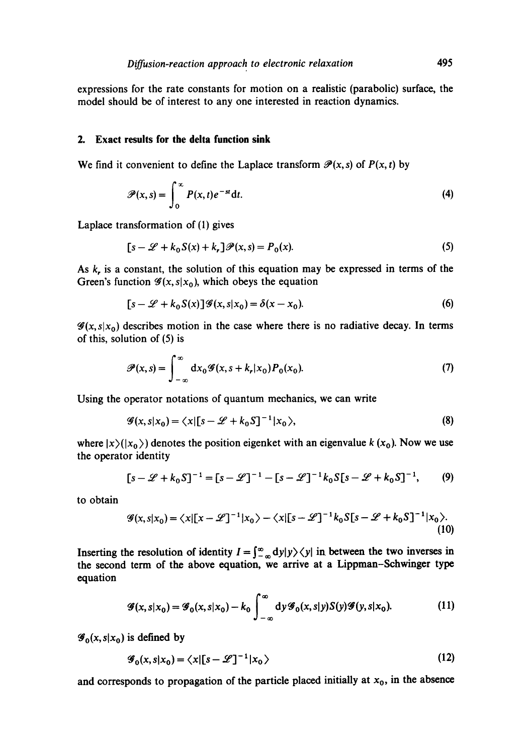expressions for the rate constants for motion on a realistic (parabolic) surface, the model should be of interest to any one interested in reaction dynamics.

## 2. Exact results for the delta function sink

We find it convenient to define the Laplace transform $\mathscr{P}(x,s)$ of $P(x,t)$ by

$$\mathscr{P}(x,s) = \int_0^\infty P(x,t)e^{-st}\mathrm{d}t. \tag{4}$$

Laplace transformation of (1) gives

$$[s - \mathscr{L} + k_0 S(x) + k_r]\mathscr{P}(x,s) = P_0(x). \tag{5}$$

As $k_r$ is a constant, the solution of this equation may be expressed in terms of the Green's function $\mathscr{G}(x,s|x_0)$, which obeys the equation

$$[s - \mathscr{L} + k_0 S(x)]\mathscr{G}(x,s|x_0) = \delta(x - x_0). \tag{6}$$

$\mathscr{G}(x,s|x_0)$ describes motion in the case where there is no radiative decay. In terms of this, solution of (5) is

$$\mathscr{P}(x,s) = \int_{-\infty}^{\infty} \mathrm{d}x_0 \mathscr{G}(x, s + k_r|x_0)P_0(x_0). \tag{7}$$

Using the operator notations of quantum mechanics, we can write

$$\mathscr{G}(x,s|x_0) = \langle x|[s - \mathscr{L} + k_0 S]^{-1}|x_0\rangle, \tag{8}$$

where $|x\rangle$ ($|x_0\rangle$) denotes the position eigenket with an eigenvalue $k$ ($x_0$). Now we use the operator identity

$$[s - \mathscr{L} + k_0 S]^{-1} = [s - \mathscr{L}]^{-1} - [s - \mathscr{L}]^{-1}k_0 S[s - \mathscr{L} + k_0 S]^{-1}, \tag{9}$$

to obtain

$$\mathscr{G}(x,s|x_0) = \langle x|[x - \mathscr{L}]^{-1}|x_0\rangle - \langle x|[s - \mathscr{L}]^{-1}k_0 S[s - \mathscr{L} + k_0 S]^{-1}|x_0\rangle. \tag{10}$$

Inserting the resolution of identity $I = \int_{-\infty}^{\infty}\mathrm{d}y|y\rangle\langle y|$ in between the two inverses in the second term of the above equation, we arrive at a Lippman-Schwinger type equation

$$\mathscr{G}(x,s|x_0) = \mathscr{G}_0(x,s|x_0) - k_0\int_{-\infty}^{\infty}\mathrm{d}y\mathscr{G}_0(x,s|y)S(y)\mathscr{G}(y,s|x_0). \tag{11}$$

$\mathscr{G}_0(x,s|x_0)$ is defined by

$$\mathscr{G}_0(x,s|x_0) = \langle x|[s - \mathscr{L}]^{-1}|x_0\rangle \tag{12}$$

and corresponds to propagation of the particle placed initially at $x_0$, in the absence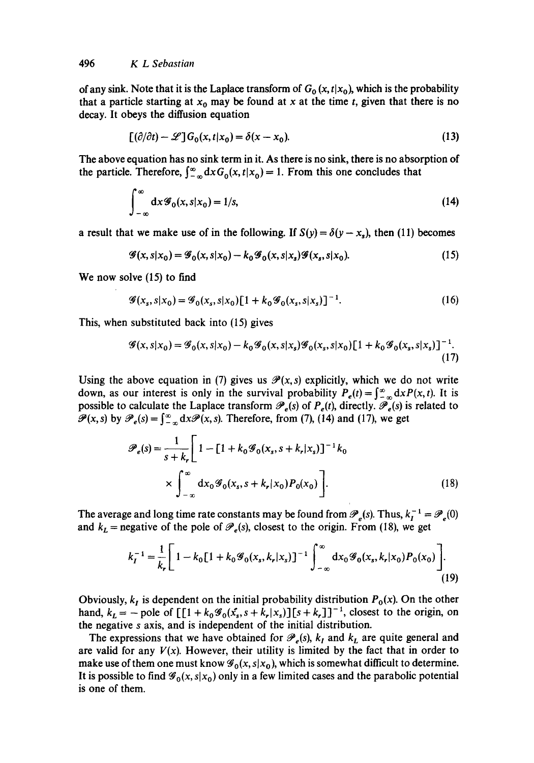of any sink. Note that it is the Laplace transform of $G_0(x,t|x_0)$, which is the probability that a particle starting at $x_0$ may be found at $x$ at the time $t$, given that there is no decay. It obeys the diffusion equation

$$[(\partial/\partial t) - \mathscr{L}]G_0(x,t|x_0) = \delta(x - x_0). \tag{13}$$

The above equation has no sink term in it. As there is no sink, there is no absorption of the particle. Therefore, $\int_{-\infty}^{\infty} \mathrm{d}x G_0(x,t|x_0) = 1$. From this one concludes that

$$\int_{-\infty}^{\infty} \mathrm{d}x \mathscr{G}_0(x,s|x_0) = 1/s, \tag{14}$$

a result that we make use of in the following. If $S(y) = \delta(y - x_s)$, then (11) becomes

$$\mathscr{G}(x,s|x_0) = \mathscr{G}_0(x,s|x_0) - k_0 \mathscr{G}_0(x,s|x_s)\mathscr{G}(x_s,s|x_0). \tag{15}$$

We now solve (15) to find

$$\mathscr{G}(x_s,s|x_0) = \mathscr{G}_0(x_s,s|x_0)[1 + k_0\mathscr{G}_0(x_s,s|x_s)]^{-1}. \tag{16}$$

This, when substituted back into (15) gives

$$\mathscr{G}(x,s|x_0) = \mathscr{G}_0(x,s|x_0) - k_0\mathscr{G}_0(x,s|x_s)\mathscr{G}_0(x_s,s|x_0)[1 + k_0\mathscr{G}_0(x_s,s|x_s)]^{-1}. \tag{17}$$

Using the above equation in (7) gives us $\mathscr{P}(x,s)$ explicitly, which we do not write down, as our interest is only in the survival probability $P_e(t) = \int_{-\infty}^{\infty} \mathrm{d}x P(x,t)$. It is possible to calculate the Laplace transform $\mathscr{P}_e(s)$ of $P_e(t)$, directly. $\mathscr{P}_e(s)$ is related to $\mathscr{P}(x,s)$ by $\mathscr{P}_e(s) = \int_{-\infty}^{\infty} \mathrm{d}x \mathscr{P}(x,s)$. Therefore, from (7), (14) and (17), we get

$$\mathscr{P}_e(s) = \frac{1}{s + k_r}\Bigg[1 - [1 + k_0\mathscr{G}_0(x_s, s + k_r|x_s)]^{-1}k_0 \times \int_{-\infty}^{\infty} \mathrm{d}x_0 \mathscr{G}_0(x_s, s + k_r|x_0)P_0(x_0)\Bigg]. \tag{18}$$

The average and long time rate constants may be found from $\mathscr{P}_e(s)$. Thus, $k_I^{-1} = \mathscr{P}_e(0)$ and $k_L$ = negative of the pole of $\mathscr{P}_e(s)$, closest to the origin. From (18), we get

$$k_I^{-1} = \frac{1}{k_r}\Bigg[1 - k_0[1 + k_0\mathscr{G}_0(x_s, k_r|x_s)]^{-1}\int_{-\infty}^{\infty} \mathrm{d}x_0 \mathscr{G}_0(x_s, k_r|x_0)P_0(x_0)\Bigg]. \tag{19}$$

Obviously, $k_I$ is dependent on the initial probability distribution $P_0(x)$. On the other hand, $k_L = -$ pole of $[[1 + k_0\mathscr{G}_0(x_s, s + k_r|x_s)][s + k_r]]^{-1}$, closest to the origin, on the negative $s$ axis, and is independent of the initial distribution.

The expressions that we have obtained for $\mathscr{P}_e(s)$, $k_I$ and $k_L$ are quite general and are valid for any $V(x)$. However, their utility is limited by the fact that in order to make use of them one must know $\mathscr{G}_0(x,s|x_0)$, which is somewhat difficult to determine. It is possible to find $\mathscr{G}_0(x,s|x_0)$ only in a few limited cases and the parabolic potential is one of them.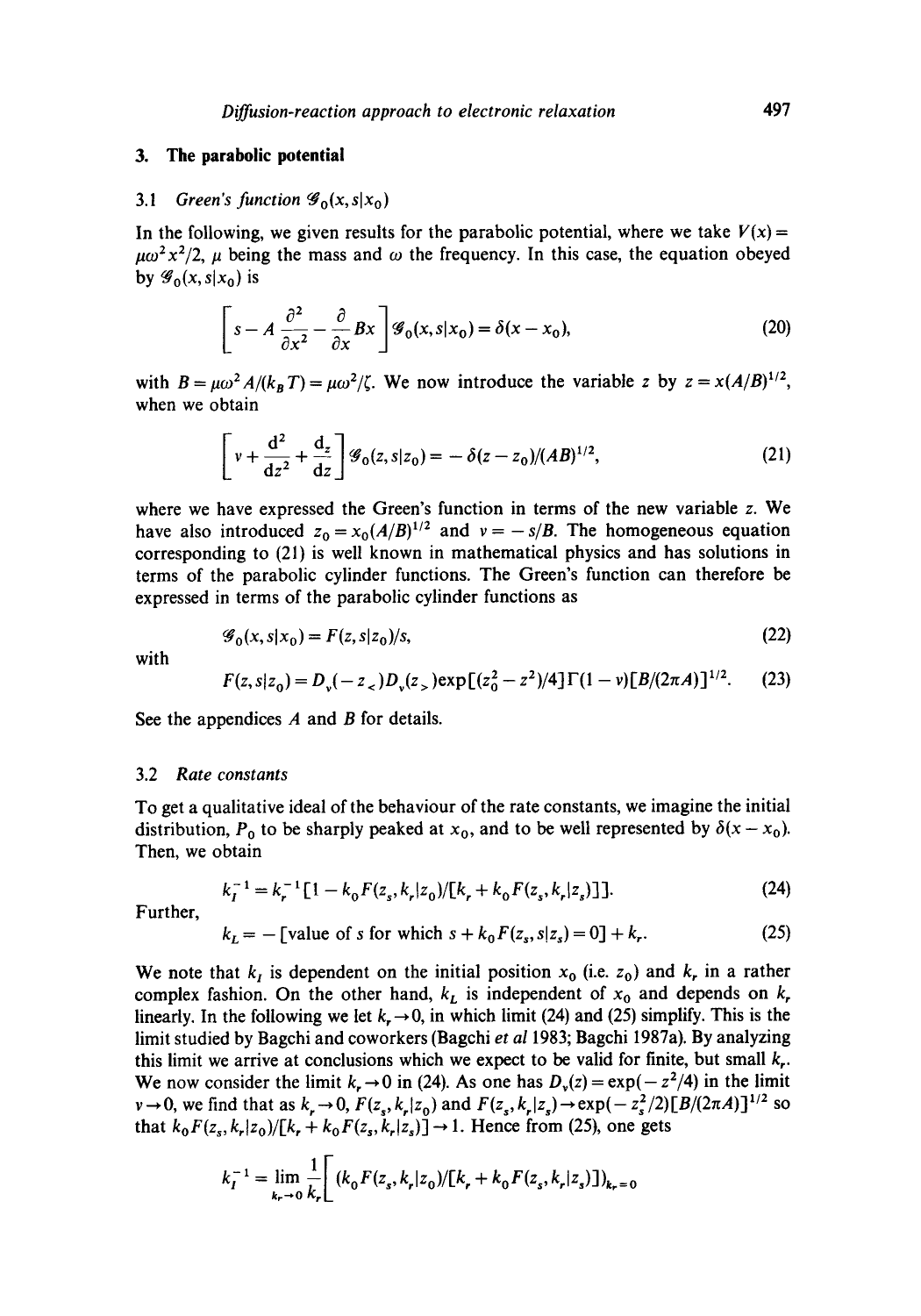## 3. The parabolic potential

### 3.1 Green's function $\mathscr{G}_0(x, s|x_0)$

In the following, we given results for the parabolic potential, where we take $V(x) = \mu\omega^2 x^2/2$, $\mu$ being the mass and $\omega$ the frequency. In this case, the equation obeyed by $\mathscr{G}_0(x, s|x_0)$ is

$$\left[ s - A\frac{\partial^2}{\partial x^2} - \frac{\partial}{\partial x} Bx \right] \mathscr{G}_0(x, s|x_0) = \delta(x - x_0), \tag{20}$$

with $B = \mu\omega^2 A/(k_B T) = \mu\omega^2/\zeta$. We now introduce the variable $z$ by $z = x(A/B)^{1/2}$, when we obtain

$$\left[ v + \frac{d^2}{dz^2} + \frac{d_z}{dz} \right] \mathscr{G}_0(z, s|z_0) = -\delta(z - z_0)/(AB)^{1/2}, \tag{21}$$

where we have expressed the Green's function in terms of the new variable $z$. We have also introduced $z_0 = x_0(A/B)^{1/2}$ and $v = -s/B$. The homogeneous equation corresponding to (21) is well known in mathematical physics and has solutions in terms of the parabolic cylinder functions. The Green's function can therefore be expressed in terms of the parabolic cylinder functions as

$$\mathscr{G}_0(x, s|x_0) = F(z, s|z_0)/s, \tag{22}$$

with

$$F(z, s|z_0) = D_v(-z_<)D_v(z_>)\exp[(z_0^2 - z^2)/4]\Gamma(1 - v)[B/(2\pi A)]^{1/2}. \tag{23}$$

See the appendices *A* and *B* for details.

### 3.2 Rate constants

To get a qualitative ideal of the behaviour of the rate constants, we imagine the initial distribution, $P_0$ to be sharply peaked at $x_0$, and to be well represented by $\delta(x - x_0)$. Then, we obtain

$$k_I^{-1} = k_r^{-1}[1 - k_0 F(z_s, k_r|z_0)/[k_r + k_0 F(z_s, k_r|z_s)]]. \tag{24}$$

Further,

$$k_L = -[\text{value of } s \text{ for which } s + k_0 F(z_s, s|z_s) = 0] + k_r. \tag{25}$$

We note that $k_I$ is dependent on the initial position $x_0$ (i.e. $z_0$) and $k_r$ in a rather complex fashion. On the other hand, $k_L$ is independent of $x_0$ and depends on $k_r$ linearly. In the following we let $k_r \to 0$, in which limit (24) and (25) simplify. This is the limit studied by Bagchi and coworkers (Bagchi *et al* 1983; Bagchi 1987a). By analyzing this limit we arrive at conclusions which we expect to be valid for finite, but small $k_r$. We now consider the limit $k_r \to 0$ in (24). As one has $D_v(z) = \exp(-z^2/4)$ in the limit $v \to 0$, we find that as $k_r \to 0$, $F(z_s, k_r|z_0)$ and $F(z_s, k_r|z_s) \to \exp(-z_s^2/2)[B/(2\pi A)]^{1/2}$ so that $k_0 F(z_s, k_r|z_0)/[k_r + k_0 F(z_s, k_r|z_s)] \to 1$. Hence from (25), one gets

$$k_I^{-1} = \lim_{k_r \to 0} \frac{1}{k_r} \left[ (k_0 F(z_s, k_r|z_0)/[k_r + k_0 F(z_s, k_r|z_s)])_{k_r = 0} \right.$$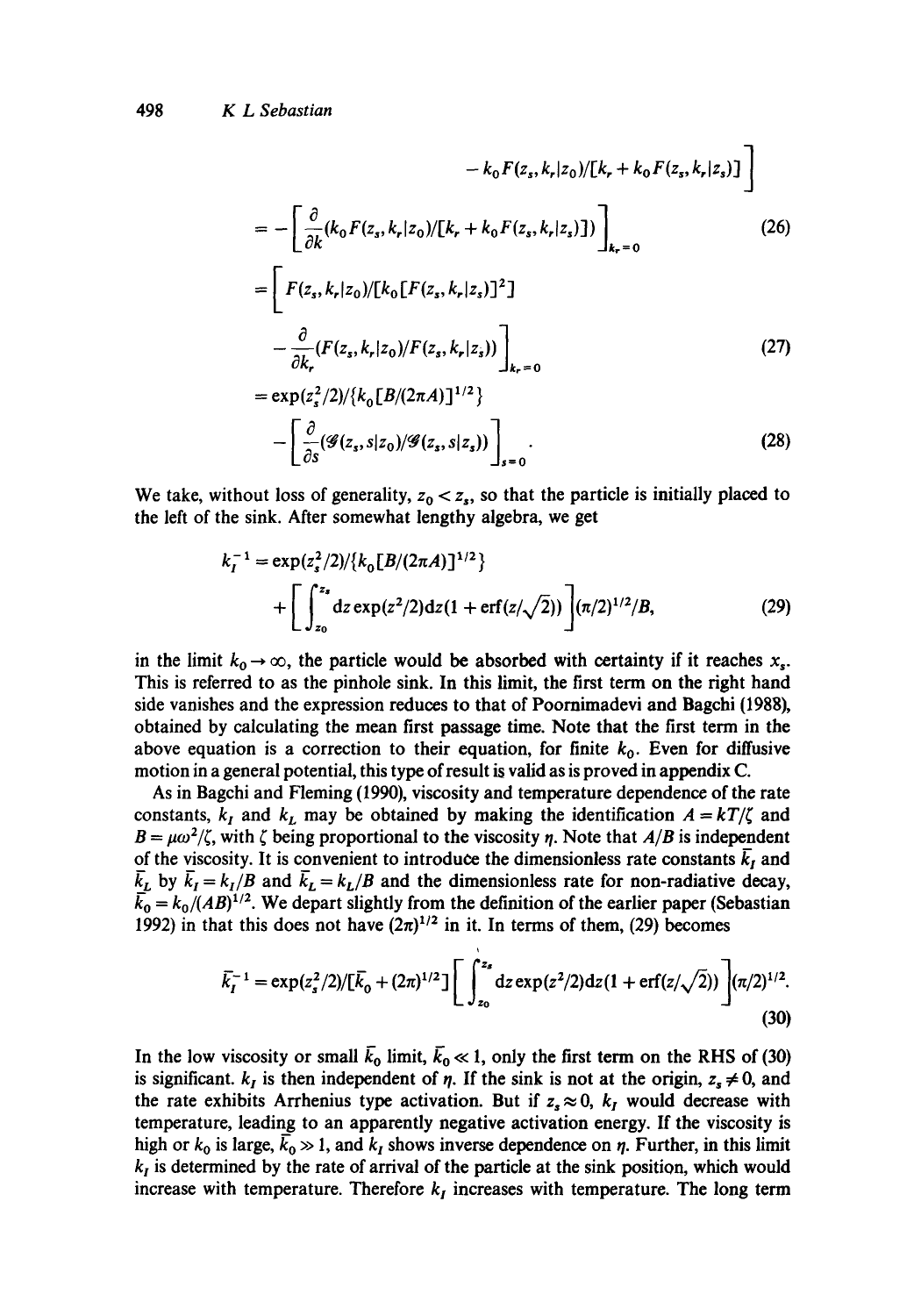$$- k_0 F(z_s, k_r|z_0)/[k_r + k_0 F(z_s, k_r|z_s)] \Bigg]$$

$$= - \left[ \frac{\partial}{\partial k}(k_0 F(z_s, k_r|z_0)/[k_r + k_0 F(z_s, k_r|z_s)]) \right]_{k_r = 0} \tag{26}$$

$$= \Bigg[ F(z_s, k_r|z_0)/[k_0[F(z_s, k_r|z_s)]^2]$$

$$- \frac{\partial}{\partial k_r}(F(z_s, k_r|z_0)/F(z_s, k_r|z_s)) \Bigg]_{k_r = 0} \tag{27}$$

$$= \exp(z_s^2/2)/\{k_0[B/(2\pi A)]^{1/2}\}$$

$$- \left[ \frac{\partial}{\partial s}(\mathscr{G}(z_s, s|z_0)/\mathscr{G}(z_s, s|z_s)) \right]_{s=0}. \tag{28}$$

We take, without loss of generality, $z_0 < z_s$, so that the particle is initially placed to the left of the sink. After somewhat lengthy algebra, we get

$$k_I^{-1} = \exp(z_s^2/2)/\{k_0[B/(2\pi A)]^{1/2}\}$$
$$+ \left[ \int_{z_0}^{z_s} dz \exp(z^2/2) dz (1 + \operatorname{erf}(z/\sqrt{2})) \right] (\pi/2)^{1/2}/B, \tag{29}$$

in the limit $k_0 \to \infty$, the particle would be absorbed with certainty if it reaches $x_s$. This is referred to as the pinhole sink. In this limit, the first term on the right hand side vanishes and the expression reduces to that of Poornimadevi and Bagchi (1988), obtained by calculating the mean first passage time. Note that the first term in the above equation is a correction to their equation, for finite $k_0$. Even for diffusive motion in a general potential, this type of result is valid as is proved in appendix C.

As in Bagchi and Fleming (1990), viscosity and temperature dependence of the rate constants, $k_I$ and $k_L$ may be obtained by making the identification $A = kT/\zeta$ and $B = \mu\omega^2/\zeta$, with $\zeta$ being proportional to the viscosity $\eta$. Note that $A/B$ is independent of the viscosity. It is convenient to introduce the dimensionless rate constants $\bar{k}_I$ and $\bar{k}_L$ by $\bar{k}_I = k_I/B$ and $\bar{k}_L = k_L/B$ and the dimensionless rate for non-radiative decay, $\bar{k}_0 = k_0/(AB)^{1/2}$. We depart slightly from the definition of the earlier paper (Sebastian 1992) in that this does not have $(2\pi)^{1/2}$ in it. In terms of them, (29) becomes

$$\bar{k}_I^{-1} = \exp(z_s^2/2)/[\bar{k}_0 + (2\pi)^{1/2}] \left[ \int_{z_0}^{z_s} dz \exp(z^2/2) dz (1 + \operatorname{erf}(z/\sqrt{2})) \right] (\pi/2)^{1/2}. \tag{30}$$

In the low viscosity or small $\bar{k}_0$ limit, $\bar{k}_0 \ll 1$, only the first term on the RHS of (30) is significant. $k_I$ is then independent of $\eta$. If the sink is not at the origin, $z_s \neq 0$, and the rate exhibits Arrhenius type activation. But if $z_s \approx 0$, $k_I$ would decrease with temperature, leading to an apparently negative activation energy. If the viscosity is high or $k_0$ is large, $\bar{k}_0 \gg 1$, and $k_I$ shows inverse dependence on $\eta$. Further, in this limit $k_I$ is determined by the rate of arrival of the particle at the sink position, which would increase with temperature. Therefore $k_I$ increases with temperature. The long term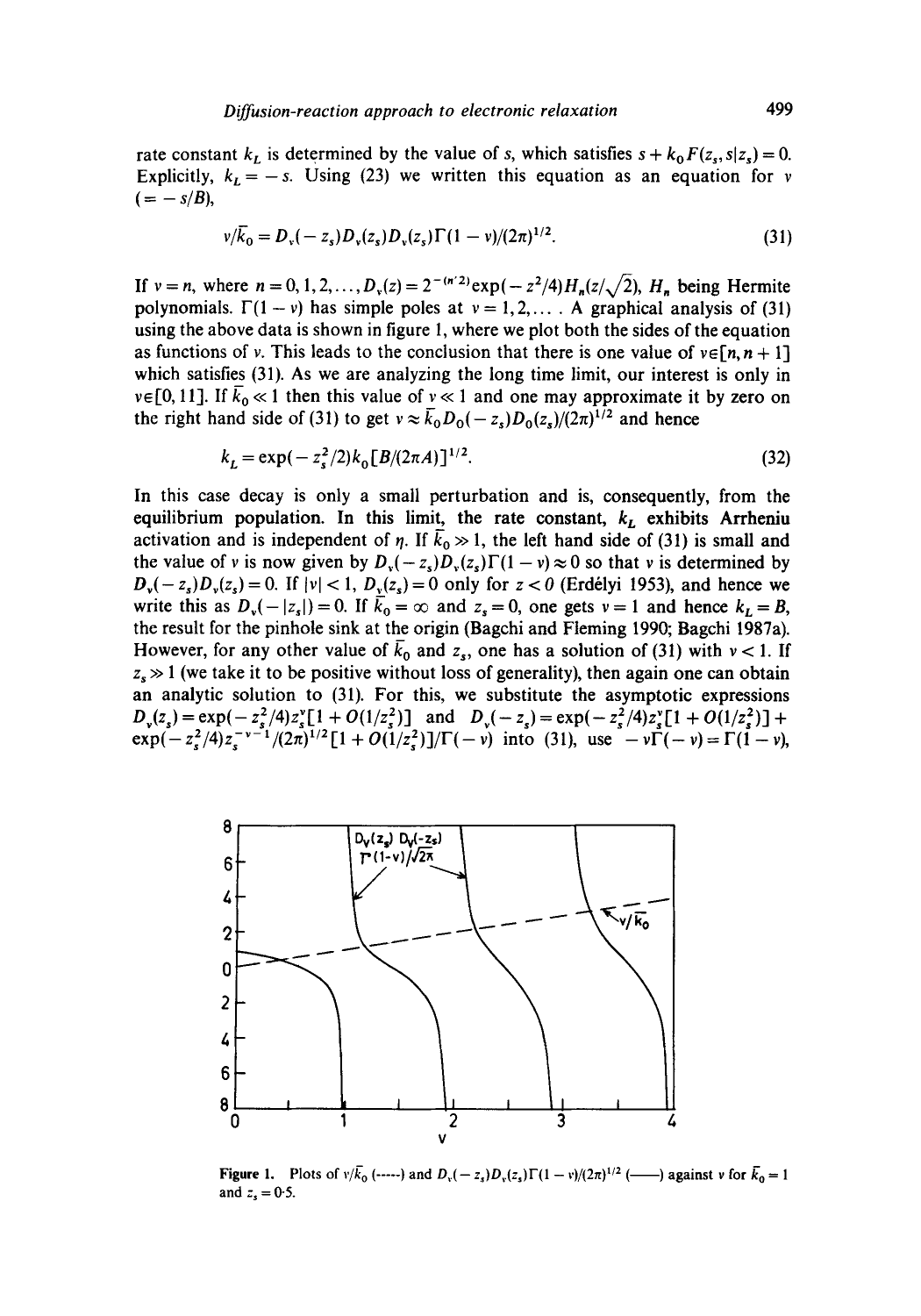rate constant $k_L$ is determined by the value of $s$, which satisfies $s + k_0 F(z_s, s|z_s) = 0$. Explicitly, $k_L = -s$. Using (23) we written this equation as an equation for $\nu$ ($= -s/B$),

$$\nu/\bar{k}_0 = D_\nu(-z_s) D_\nu(z_s) D_\nu(z_s) \Gamma(1-\nu)/(2\pi)^{1/2}. \tag{31}$$

If $\nu = n$, where $n = 0, 1, 2, \ldots, D_\nu(z) = 2^{-(n/2)} \exp(-z^2/4) H_n(z/\sqrt{2})$, $H_n$ being Hermite polynomials. $\Gamma(1-\nu)$ has simple poles at $\nu = 1, 2, \ldots$. A graphical analysis of (31) using the above data is shown in figure 1, where we plot both the sides of the equation as functions of $\nu$. This leads to the conclusion that there is one value of $\nu \in [n, n+1]$ which satisfies (31). As we are analyzing the long time limit, our interest is only in $\nu \in [0, 1 1]$. If $\bar{k}_0 \ll 1$ then this value of $\nu \ll 1$ and one may approximate it by zero on the right hand side of (31) to get $\nu \approx \bar{k}_0 D_0(-z_s) D_0(z_s)/(2\pi)^{1/2}$ and hence

$$k_L = \exp(-z_s^2/2) k_0 [B/(2\pi A)]^{1/2}. \tag{32}$$

In this case decay is only a small perturbation and is, consequently, from the equilibrium population. In this limit, the rate constant, $k_L$ exhibits Arrheniu activation and is independent of $\eta$. If $\bar{k}_0 \gg 1$, the left hand side of (31) is small and the value of $\nu$ is now given by $D_\nu(-z_s) D_\nu(z_s) \Gamma(1-\nu) \approx 0$ so that $\nu$ is determined by $D_\nu(-z_s) D_\nu(z_s) = 0$. If $|\nu| < 1$, $D_\nu(z_s) = 0$ only for $z < 0$ (Erdélyi 1953), and hence we write this as $D_\nu(-|z_s|) = 0$. If $\bar{k}_0 = \infty$ and $z_s = 0$, one gets $\nu = 1$ and hence $k_L = B$, the result for the pinhole sink at the origin (Bagchi and Fleming 1990; Bagchi 1987a). However, for any other value of $\bar{k}_0$ and $z_s$, one has a solution of (31) with $\nu < 1$. If $z_s \gg 1$ (we take it to be positive without loss of generality), then again one can obtain an analytic solution to (31). For this, we substitute the asymptotic expressions $D_\nu(z_s) = \exp(-z_s^2/4) z_s^\nu [1 + O(1/z_s^2)]$ and $D_\nu(-z_s) = \exp(-z_s^2/4) z_s^\nu [1 + O(1/z_s^2)] + \exp(-z_s^2/4) z_s^{-\nu-1}/(2\pi)^{1/2} [1 + O(1/z_s^2)]/\Gamma(-\nu)$ into (31), use $-\nu\Gamma(-\nu) = \Gamma(1-\nu)$,

**Figure 1.** Plots of $\nu/\bar{k}_0$ (-----) and $D_\nu(-z_s) D_\nu(z_s) \Gamma(1-\nu)/(2\pi)^{1/2}$ (——) against $\nu$ for $\bar{k}_0 = 1$ and $z_s = 0.5$.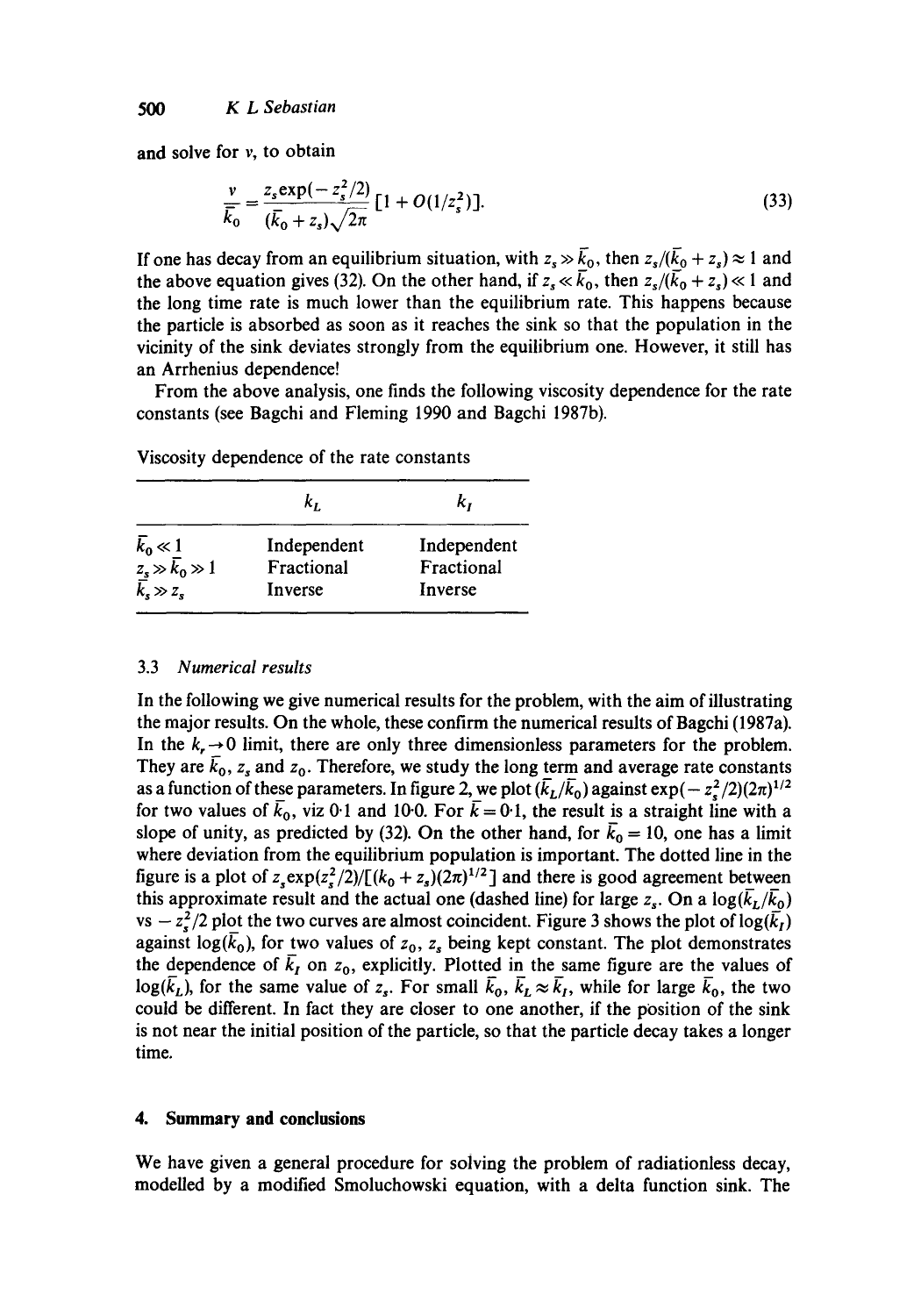and solve for $v$, to obtain

$$\frac{v}{\bar{k}_0} = \frac{z_s \exp(-z_s^2/2)}{(\bar{k}_0 + z_s)\sqrt{2\pi}}[1 + O(1/z_s^2)]. \tag{33}$$

If one has decay from an equilibrium situation, with $z_s \gg \bar{k}_0$, then $z_s/(\bar{k}_0 + z_s) \approx 1$ and the above equation gives (32). On the other hand, if $z_s \ll \bar{k}_0$, then $z_s/(\bar{k}_0 + z_s) \ll 1$ and the long time rate is much lower than the equilibrium rate. This happens because the particle is absorbed as soon as it reaches the sink so that the population in the vicinity of the sink deviates strongly from the equilibrium one. However, it still has an Arrhenius dependence!

From the above analysis, one finds the following viscosity dependence for the rate constants (see Bagchi and Fleming 1990 and Bagchi 1987b).

Viscosity dependence of the rate constants

| | $k_L$ | $k_I$ |
|---|---|---|
| $\bar{k}_0 \ll 1$ | Independent | Independent |
| $z_s \gg \bar{k}_0 \gg 1$ | Fractional | Fractional |
| $\bar{k}_s \gg z_s$ | Inverse | Inverse |

### 3.3 *Numerical results*

In the following we give numerical results for the problem, with the aim of illustrating the major results. On the whole, these confirm the numerical results of Bagchi (1987a). In the $k_r \to 0$ limit, there are only three dimensionless parameters for the problem. They are $\bar{k}_0$, $z_s$ and $z_0$. Therefore, we study the long term and average rate constants as a function of these parameters. In figure 2, we plot $(\bar{k}_L/\bar{k}_0)$ against $\exp(-z_s^2/2)(2\pi)^{1/2}$ for two values of $\bar{k}_0$, viz 0·1 and 10·0. For $\bar{k} = 0{\cdot}1$, the result is a straight line with a slope of unity, as predicted by (32). On the other hand, for $\bar{k}_0 = 10$, one has a limit where deviation from the equilibrium population is important. The dotted line in the figure is a plot of $z_s \exp(z_s^2/2)/[(k_0 + z_s)(2\pi)^{1/2}]$ and there is good agreement between this approximate result and the actual one (dashed line) for large $z_s$. On a $\log(\bar{k}_L/\bar{k}_0)$ vs $-z_s^2/2$ plot the two curves are almost coincident. Figure 3 shows the plot of $\log(\bar{k}_I)$ against $\log(\bar{k}_0)$, for two values of $z_0$, $z_s$ being kept constant. The plot demonstrates the dependence of $\bar{k}_I$ on $z_0$, explicitly. Plotted in the same figure are the values of $\log(\bar{k}_L)$, for the same value of $z_s$. For small $\bar{k}_0$, $\bar{k}_L \approx \bar{k}_I$, while for large $\bar{k}_0$, the two could be different. In fact they are closer to one another, if the position of the sink is not near the initial position of the particle, so that the particle decay takes a longer time.

## 4. Summary and conclusions

We have given a general procedure for solving the problem of radiationless decay, modelled by a modified Smoluchowski equation, with a delta function sink. The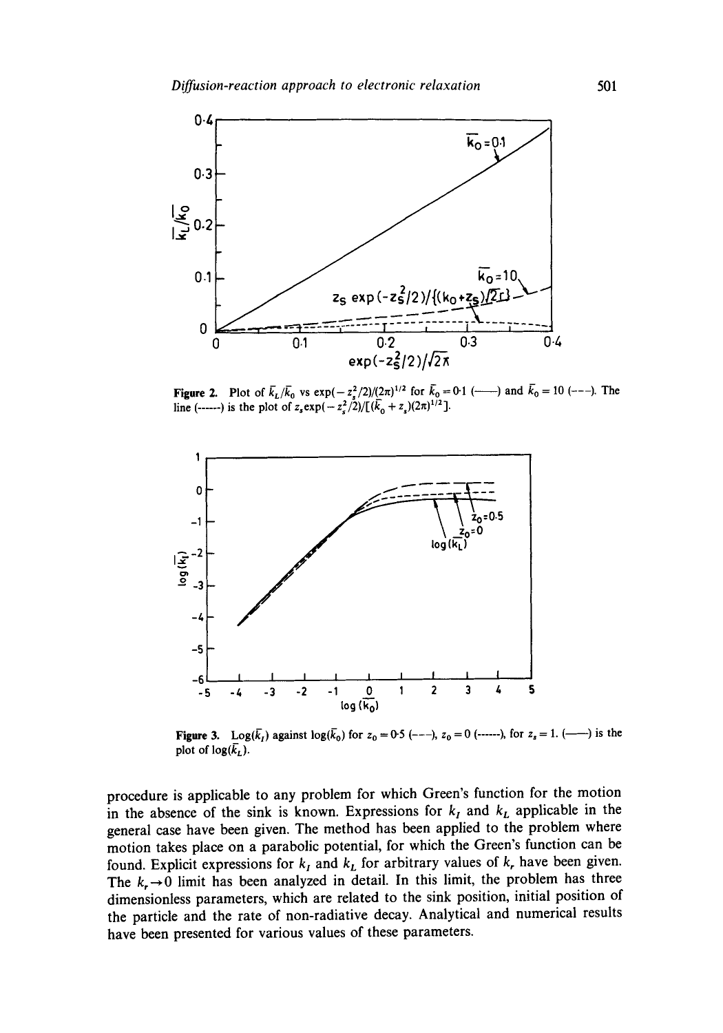**Figure 2.** Plot of $\bar{k}_L/\bar{k}_0$ vs $\exp(-z_s^2/2)/(2\pi)^{1/2}$ for $\bar{k}_0 = 0.1$ (——) and $\bar{k}_0 = 10$ (---). The line (------) is the plot of $z_s \exp(-z_s^2/2)/[(\bar{k}_0 + z_s)(2\pi)^{1/2}]$.

**Figure 3.** $\text{Log}(\bar{k}_I)$ against $\log(\bar{k}_0)$ for $z_0 = 0.5$ (---), $z_0 = 0$ (------), for $z_s = 1$. (——) is the plot of $\log(\bar{k}_L)$.

procedure is applicable to any problem for which Green's function for the motion in the absence of the sink is known. Expressions for $k_I$ and $k_L$ applicable in the general case have been given. The method has been applied to the problem where motion takes place on a parabolic potential, for which the Green's function can be found. Explicit expressions for $k_I$ and $k_L$ for arbitrary values of $k_r$ have been given. The $k_r \to 0$ limit has been analyzed in detail. In this limit, the problem has three dimensionless parameters, which are related to the sink position, initial position of the particle and the rate of non-radiative decay. Analytical and numerical results have been presented for various values of these parameters.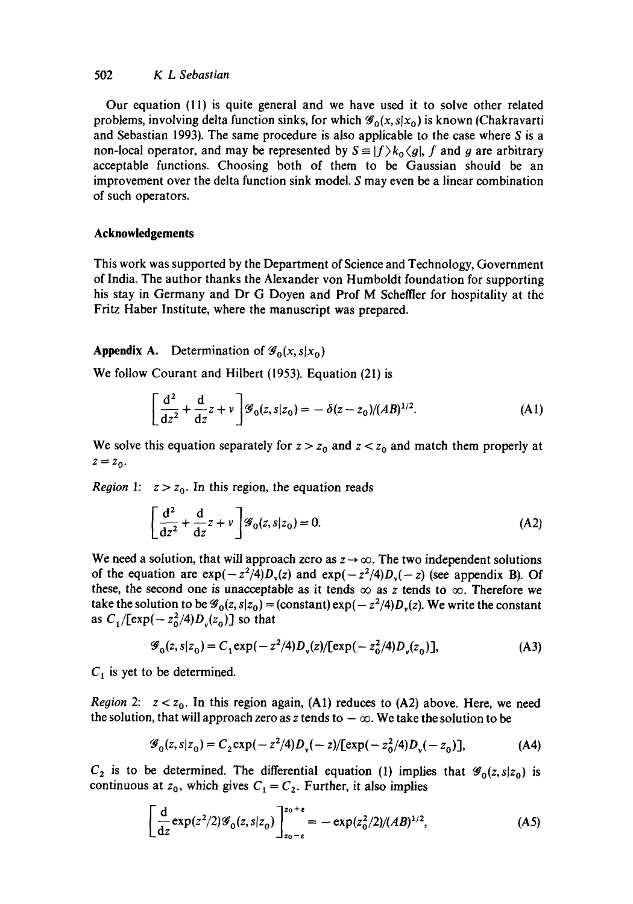Our equation (11) is quite general and we have used it to solve other related problems, involving delta function sinks, for which $\mathscr{G}_0(x, s|x_0)$ is known (Chakravarti and Sebastian 1993). The same procedure is also applicable to the case where $S$ is a non-local operator, and may be represented by $S \equiv |f\rangle k_0 \langle g|$, $f$ and $g$ are arbitrary acceptable functions. Choosing both of them to be Gaussian should be an improvement over the delta function sink model. $S$ may even be a linear combination of such operators.

## Acknowledgements

This work was supported by the Department of Science and Technology, Government of India. The author thanks the Alexander von Humboldt foundation for supporting his stay in Germany and Dr G Doyen and Prof M Scheffler for hospitality at the Fritz Haber Institute, where the manuscript was prepared.

## Appendix A. Determination of $\mathscr{G}_0(x, s|x_0)$

We follow Courant and Hilbert (1953). Equation (21) is

$$\left[\frac{\mathrm{d}^2}{\mathrm{d}z^2} + \frac{\mathrm{d}}{\mathrm{d}z}z + v\right]\mathscr{G}_0(z, s|z_0) = -\delta(z - z_0)/(AB)^{1/2}. \tag{A1}$$

We solve this equation separately for $z > z_0$ and $z < z_0$ and match them properly at $z = z_0$.

*Region 1*: $z > z_0$. In this region, the equation reads

$$\left[\frac{\mathrm{d}^2}{\mathrm{d}z^2} + \frac{\mathrm{d}}{\mathrm{d}z}z + v\right]\mathscr{G}_0(z, s|z_0) = 0. \tag{A2}$$

We need a solution, that will approach zero as $z \to \infty$. The two independent solutions of the equation are $\exp(-z^2/4)D_v(z)$ and $\exp(-z^2/4)D_v(-z)$ (see appendix B). Of these, the second one is unacceptable as it tends $\infty$ as $z$ tends to $\infty$. Therefore we take the solution to be $\mathscr{G}_0(z, s|z_0) = (\text{constant})\exp(-z^2/4)D_v(z)$. We write the constant as $C_1/[\exp(-z_0^2/4)D_v(z_0)]$ so that

$$\mathscr{G}_0(z, s|z_0) = C_1 \exp(-z^2/4)D_v(z)/[\exp(-z_0^2/4)D_v(z_0)], \tag{A3}$$

$C_1$ is yet to be determined.

*Region 2*: $z < z_0$. In this region again, (A1) reduces to (A2) above. Here, we need the solution, that will approach zero as $z$ tends to $-\infty$. We take the solution to be

$$\mathscr{G}_0(z, s|z_0) = C_2 \exp(-z^2/4)D_v(-z)/[\exp(-z_0^2/4)D_v(-z_0)], \tag{A4}$$

$C_2$ is to be determined. The differential equation (1) implies that $\mathscr{G}_0(z, s|z_0)$ is continuous at $z_0$, which gives $C_1 = C_2$. Further, it also implies

$$\left[\frac{\mathrm{d}}{\mathrm{d}z}\exp(z^2/2)\mathscr{G}_0(z, s|z_0)\right]_{z_0-\varepsilon}^{z_0+\varepsilon} = -\exp(z_0^2/2)/(AB)^{1/2}, \tag{A5}$$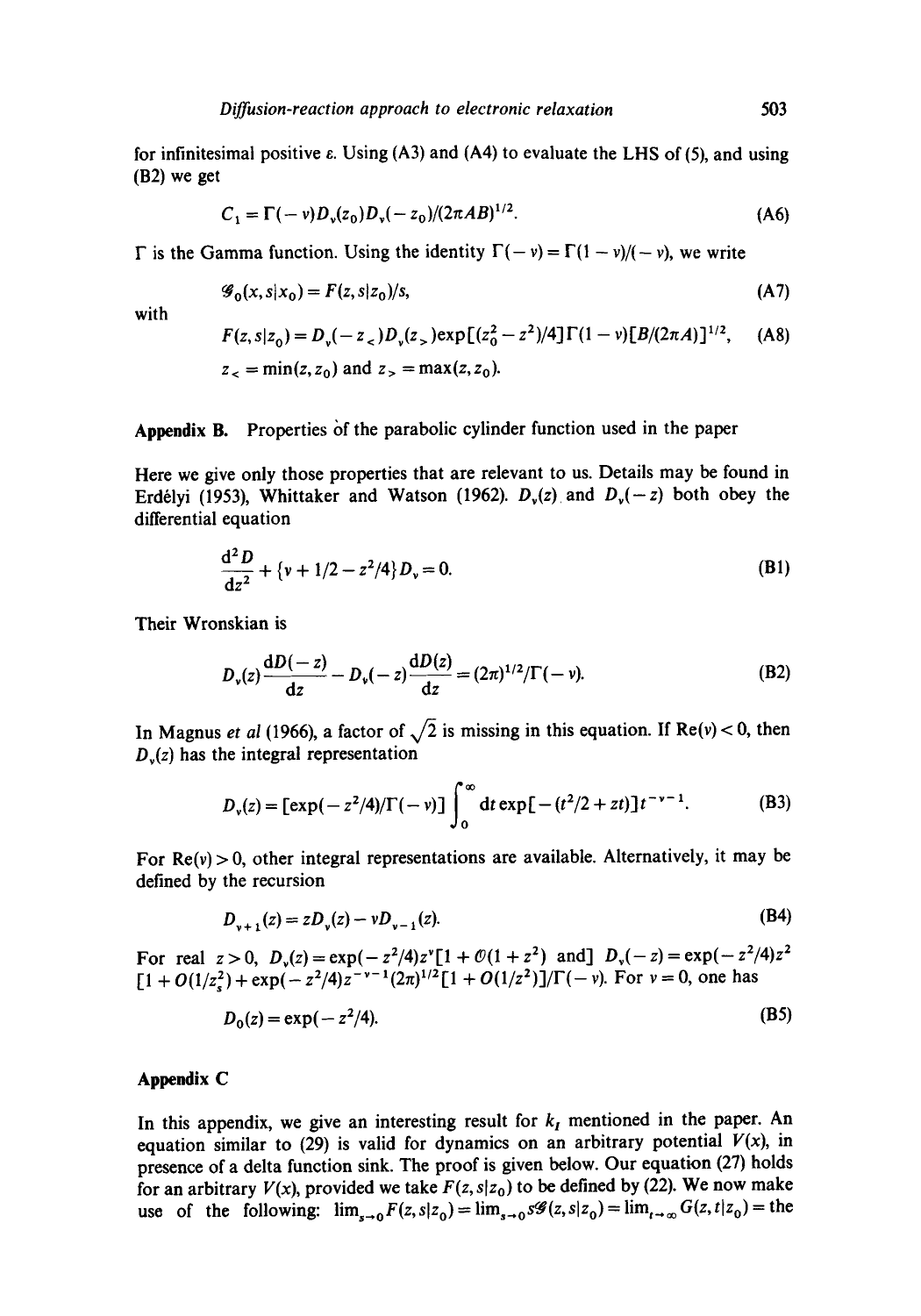for infinitesimal positive $\varepsilon$. Using (A3) and (A4) to evaluate the LHS of (5), and using (B2) we get

$$C_1 = \Gamma(-\nu)D_\nu(z_0)D_\nu(-z_0)/(2\pi AB)^{1/2}. \tag{A6}$$

$\Gamma$ is the Gamma function. Using the identity $\Gamma(-\nu) = \Gamma(1-\nu)/(-\nu)$, we write

$$\mathscr{G}_0(x, s|x_0) = F(z, s|z_0)/s, \tag{A7}$$

with

$$F(z, s|z_0) = D_\nu(-z_<)D_\nu(z_>)\exp[(z_0^2 - z^2)/4]\Gamma(1-\nu)[B/(2\pi A)]^{1/2}, \tag{A8}$$

$$z_< = \min(z, z_0) \text{ and } z_> = \max(z, z_0).$$

## Appendix B. Properties of the parabolic cylinder function used in the paper

Here we give only those properties that are relevant to us. Details may be found in Erdélyi (1953), Whittaker and Watson (1962). $D_\nu(z)$ and $D_\nu(-z)$ both obey the differential equation

$$\frac{d^2D}{dz^2} + \{\nu + 1/2 - z^2/4\}D_\nu = 0. \tag{B1}$$

Their Wronskian is

$$D_\nu(z)\frac{dD(-z)}{dz} - D_\nu(-z)\frac{dD(z)}{dz} = (2\pi)^{1/2}/\Gamma(-\nu). \tag{B2}$$

In Magnus *et al* (1966), a factor of $\sqrt{2}$ is missing in this equation. If $\mathrm{Re}(\nu) < 0$, then $D_\nu(z)$ has the integral representation

$$D_\nu(z) = [\exp(-z^2/4)/\Gamma(-\nu)]\int_0^\infty dt \exp[-(t^2/2 + zt)]t^{-\nu-1}. \tag{B3}$$

For $\mathrm{Re}(\nu) > 0$, other integral representations are available. Alternatively, it may be defined by the recursion

$$D_{\nu+1}(z) = zD_\nu(z) - \nu D_{\nu-1}(z). \tag{B4}$$

For real $z > 0$, $D_\nu(z) = \exp(-z^2/4)z^\nu[1 + \mathcal{O}(1+z^2)$ and] $D_\nu(-z) = \exp(-z^2/4)z^2[1 + O(1/z_s^2) + \exp(-z^2/4)z^{-\nu-1}(2\pi)^{1/2}[1 + O(1/z^2)]/\Gamma(-\nu)$. For $\nu = 0$, one has

$$D_0(z) = \exp(-z^2/4). \tag{B5}$$

## Appendix C

In this appendix, we give an interesting result for $k_I$ mentioned in the paper. An equation similar to (29) is valid for dynamics on an arbitrary potential $V(x)$, in presence of a delta function sink. The proof is given below. Our equation (27) holds for an arbitrary $V(x)$, provided we take $F(z, s|z_0)$ to be defined by (22). We now make use of the following: $\lim_{s\to 0}F(z, s|z_0) = \lim_{s\to 0}s\mathscr{G}(z, s|z_0) = \lim_{t\to\infty}G(z, t|z_0) =$ the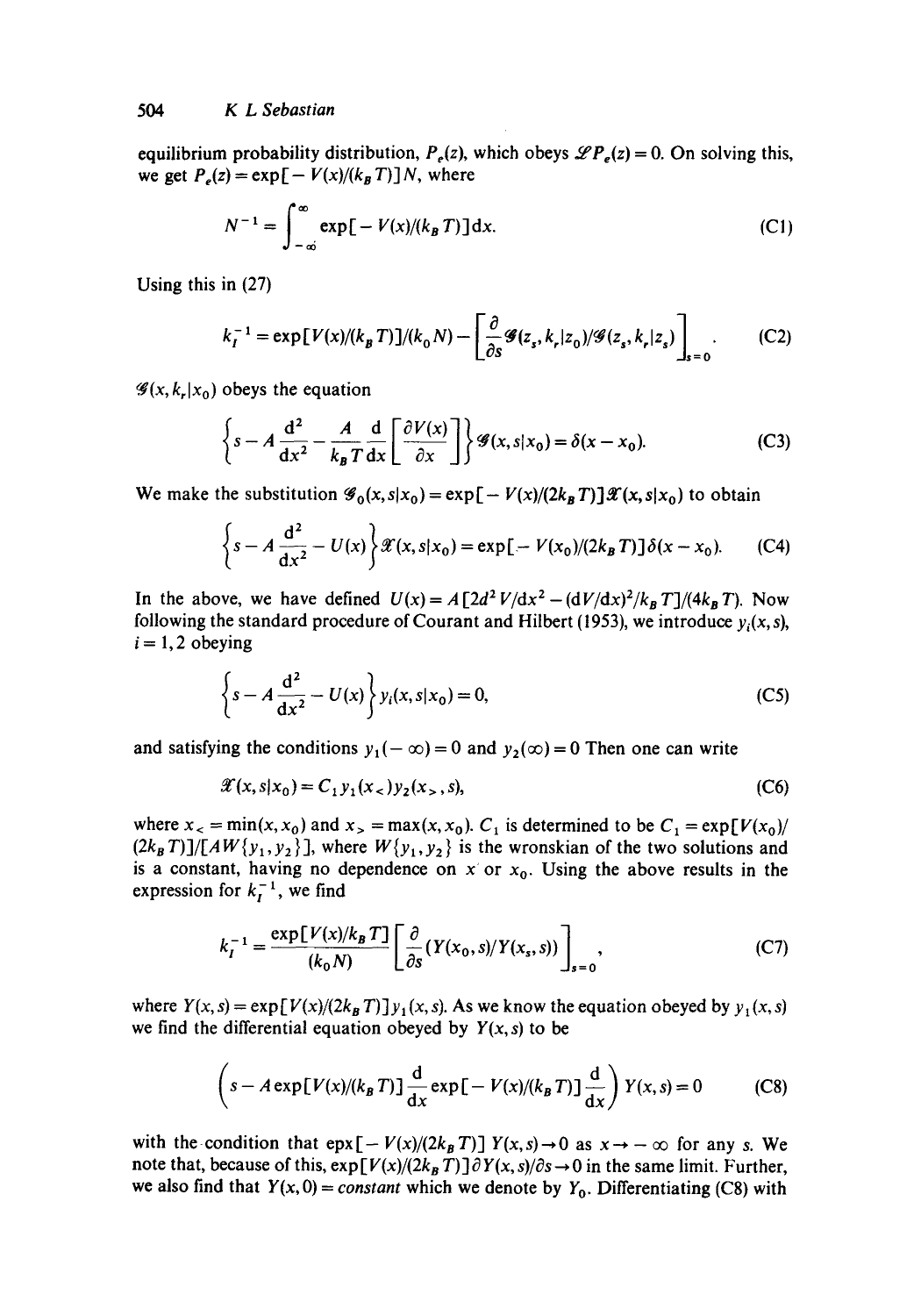equilibrium probability distribution, $P_e(z)$, which obeys $\mathscr{L}P_e(z) = 0$. On solving this, we get $P_e(z) = \exp[-V(x)/(k_B T)]N$, where

$$N^{-1} = \int_{-\infty}^{\infty} \exp[-V(x)/(k_B T)]\mathrm{d}x. \tag{C1}$$

Using this in (27)

$$k_I^{-1} = \exp[V(x)/(k_B T)]/(k_0 N) - \left[\frac{\partial}{\partial s}\mathscr{G}(z_s, k_r|z_0)/\mathscr{G}(z_s, k_r|z_s)\right]_{s=0}. \tag{C2}$$

$\mathscr{G}(x, k_r|x_0)$ obeys the equation

$$\left\{s - A\frac{\mathrm{d}^2}{\mathrm{d}x^2} - \frac{A}{k_B T}\frac{\mathrm{d}}{\mathrm{d}x}\left[\frac{\partial V(x)}{\partial x}\right]\right\}\mathscr{G}(x, s|x_0) = \delta(x - x_0). \tag{C3}$$

We make the substitution $\mathscr{G}_0(x, s|x_0) = \exp[-V(x)/(2k_B T)]\mathscr{X}(x, s|x_0)$ to obtain

$$\left\{s - A\frac{\mathrm{d}^2}{\mathrm{d}x^2} - U(x)\right\}\mathscr{X}(x, s|x_0) = \exp[-V(x_0)/(2k_B T)]\delta(x - x_0). \tag{C4}$$

In the above, we have defined $U(x) = A[2d^2 V/\mathrm{d}x^2 - (\mathrm{d}V/\mathrm{d}x)^2/k_B T]/(4k_B T)$. Now following the standard procedure of Courant and Hilbert (1953), we introduce $y_i(x, s)$, $i = 1, 2$ obeying

$$\left\{s - A\frac{\mathrm{d}^2}{\mathrm{d}x^2} - U(x)\right\}y_i(x, s|x_0) = 0, \tag{C5}$$

and satisfying the conditions $y_1(-\infty) = 0$ and $y_2(\infty) = 0$ Then one can write

$$\mathscr{X}(x, s|x_0) = C_1 y_1(x_<)y_2(x_>, s), \tag{C6}$$

where $x_< = \min(x, x_0)$ and $x_> = \max(x, x_0)$. $C_1$ is determined to be $C_1 = \exp[V(x_0)/(2k_B T)]/[AW\{y_1, y_2\}]$, where $W\{y_1, y_2\}$ is the wronskian of the two solutions and is a constant, having no dependence on $x$ or $x_0$. Using the above results in the expression for $k_I^{-1}$, we find

$$k_I^{-1} = \frac{\exp[V(x)/k_B T]}{(k_0 N)}\left[\frac{\partial}{\partial s}(Y(x_0, s)/Y(x_s, s))\right]_{s=0}, \tag{C7}$$

where $Y(x, s) = \exp[V(x)/(2k_B T)]y_1(x, s)$. As we know the equation obeyed by $y_1(x, s)$ we find the differential equation obeyed by $Y(x, s)$ to be

$$\left(s - A\exp[V(x)/(k_B T)]\frac{\mathrm{d}}{\mathrm{d}x}\exp[-V(x)/(k_B T)]\frac{\mathrm{d}}{\mathrm{d}x}\right)Y(x, s) = 0 \tag{C8}$$

with the condition that epx$[-V(x)/(2k_B T)]$ $Y(x, s) \to 0$ as $x \to -\infty$ for any $s$. We note that, because of this, $\exp[V(x)/(2k_B T)]\partial Y(x, s)/\partial s \to 0$ in the same limit. Further, we also find that $Y(x, 0) = \textit{constant}$ which we denote by $Y_0$. Differentiating (C8) with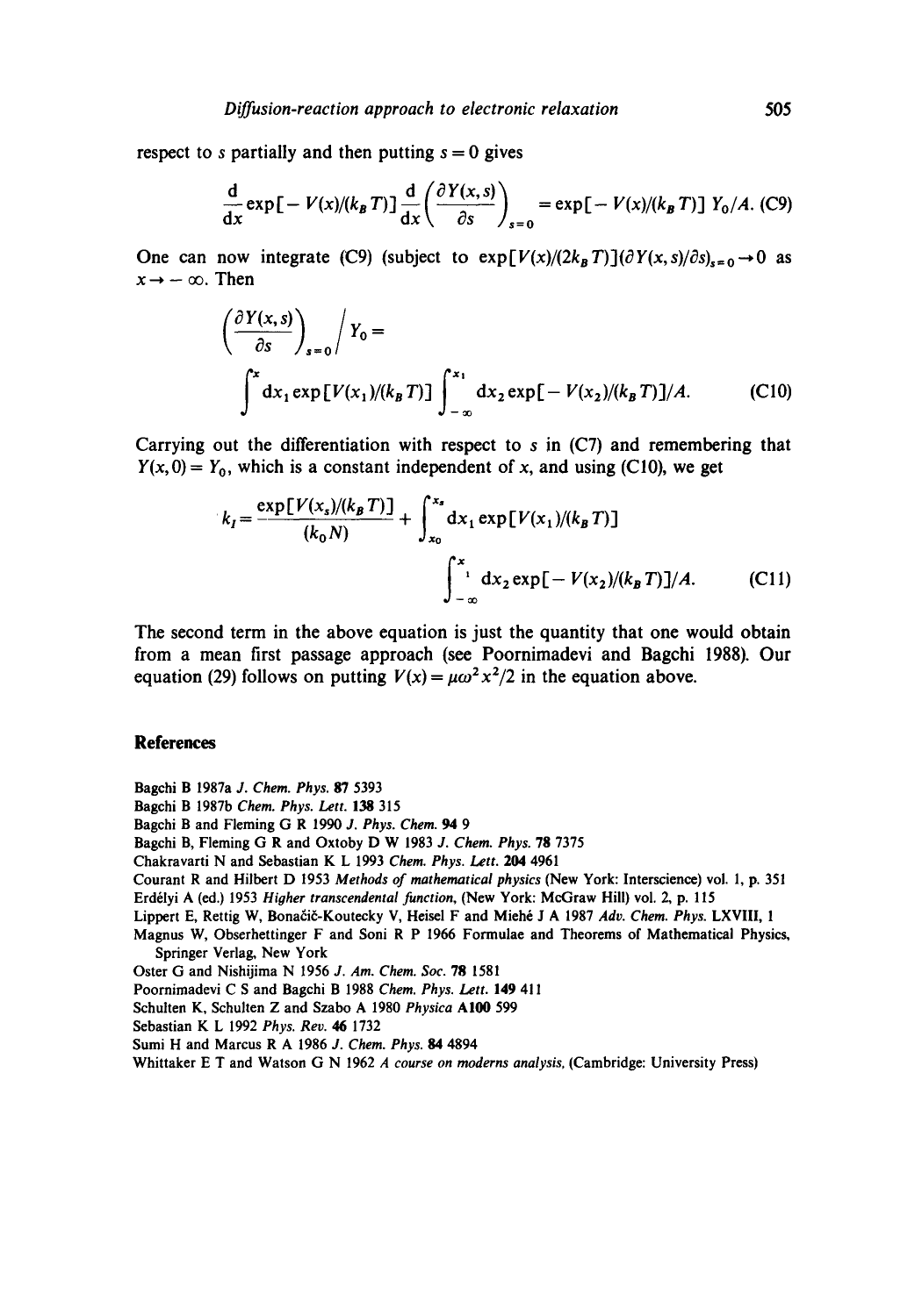respect to $s$ partially and then putting $s = 0$ gives

$$\frac{\mathrm{d}}{\mathrm{d}x}\exp[-V(x)/(k_B T)]\frac{\mathrm{d}}{\mathrm{d}x}\left(\frac{\partial Y(x,s)}{\partial s}\right)_{s=0} = \exp[-V(x)/(k_B T)]\, Y_0/A. \quad \text{(C9)}$$

One can now integrate (C9) (subject to $\exp[V(x)/(2k_B T)](\partial Y(x,s)/\partial s)_{s=0} \to 0$ as $x \to -\infty$. Then

$$\left(\frac{\partial Y(x,s)}{\partial s}\right)_{s=0} \Big/ Y_0 = \int^{x} \mathrm{d}x_1 \exp[V(x_1)/(k_B T)] \int_{-\infty}^{x_1} \mathrm{d}x_2 \exp[-V(x_2)/(k_B T)]/A. \quad \text{(C10)}$$

Carrying out the differentiation with respect to $s$ in (C7) and remembering that $Y(x,0) = Y_0$, which is a constant independent of $x$, and using (C10), we get

$$k_I = \frac{\exp[V(x_s)/(k_B T)]}{(k_0 N)} + \int_{x_0}^{x_s} \mathrm{d}x_1 \exp[V(x_1)/(k_B T)] \int_{-\infty}^{x_1} \mathrm{d}x_2 \exp[-V(x_2)/(k_B T)]/A. \quad \text{(C11)}$$

The second term in the above equation is just the quantity that one would obtain from a mean first passage approach (see Poornimadevi and Bagchi 1988). Our equation (29) follows on putting $V(x) = \mu\omega^2 x^2/2$ in the equation above.

## References

Bagchi B 1987a *J. Chem. Phys.* **87** 5393

Bagchi B 1987b *Chem. Phys. Lett.* **138** 315

Bagchi B and Fleming G R 1990 *J. Phys. Chem.* **94** 9

Bagchi B, Fleming G R and Oxtoby D W 1983 *J. Chem. Phys.* **78** 7375

Chakravarti N and Sebastian K L 1993 *Chem. Phys. Lett.* **204** 4961

Courant R and Hilbert D 1953 *Methods of mathematical physics* (New York: Interscience) vol. 1, p. 351

Erdélyi A (ed.) 1953 *Higher transcendental function*, (New York: McGraw Hill) vol. 2, p. 115

Lippert E, Rettig W, Bonačić-Koutecky V, Heisel F and Miehé J A 1987 *Adv. Chem. Phys.* LXVIII, 1

Magnus W, Obserhettinger F and Soni R P 1966 Formulae and Theorems of Mathematical Physics, Springer Verlag, New York

Oster G and Nishijima N 1956 *J. Am. Chem. Soc.* **78** 1581

Poornimadevi C S and Bagchi B 1988 *Chem. Phys. Lett.* **149** 411

Schulten K, Schulten Z and Szabo A 1980 *Physica* **A100** 599

Sebastian K L 1992 *Phys. Rev.* **46** 1732

Sumi H and Marcus R A 1986 *J. Chem. Phys.* **84** 4894

Whittaker E T and Watson G N 1962 *A course on moderns analysis*, (Cambridge: University Press)